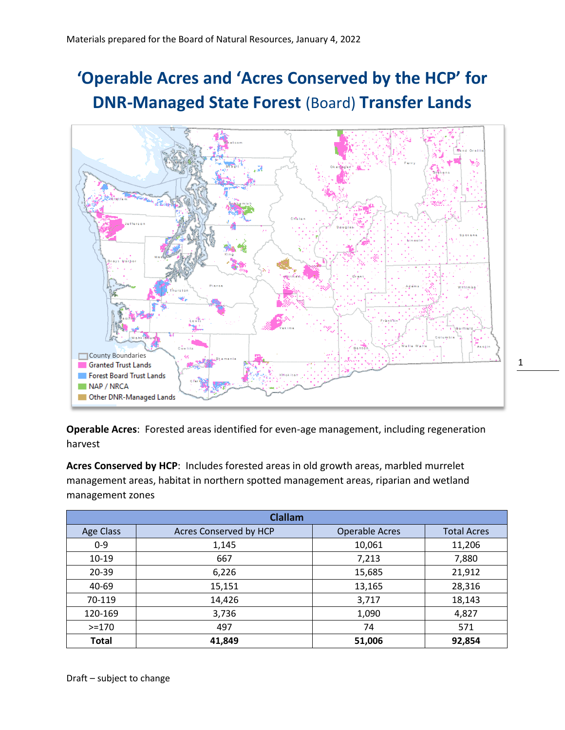Materials prepared for the Board of Natural Resources, January 4, 2022

# 'Operable Acres and 'Acres Conserved by the HCP' for DNR-Managed State Forest (Board) Transfer Lands

**Operable Acres**: Forested areas identified for even-age management, including regeneration harvest

**Acres Conserved by HCP**: Includes forested areas in old growth areas, marbled murrelet management areas, habitat in northern spotted management areas, riparian and wetland management zones

| Clallam | | | |
|---|---|---|---|
| Age Class | Acres Conserved by HCP | Operable Acres | Total Acres |
| 0-9 | 1,145 | 10,061 | 11,206 |
| 10-19 | 667 | 7,213 | 7,880 |
| 20-39 | 6,226 | 15,685 | 21,912 |
| 40-69 | 15,151 | 13,165 | 28,316 |
| 70-119 | 14,426 | 3,717 | 18,143 |
| 120-169 | 3,736 | 1,090 | 4,827 |
| >=170 | 497 | 74 | 571 |
| **Total** | **41,849** | **51,006** | **92,854** |

Draft – subject to change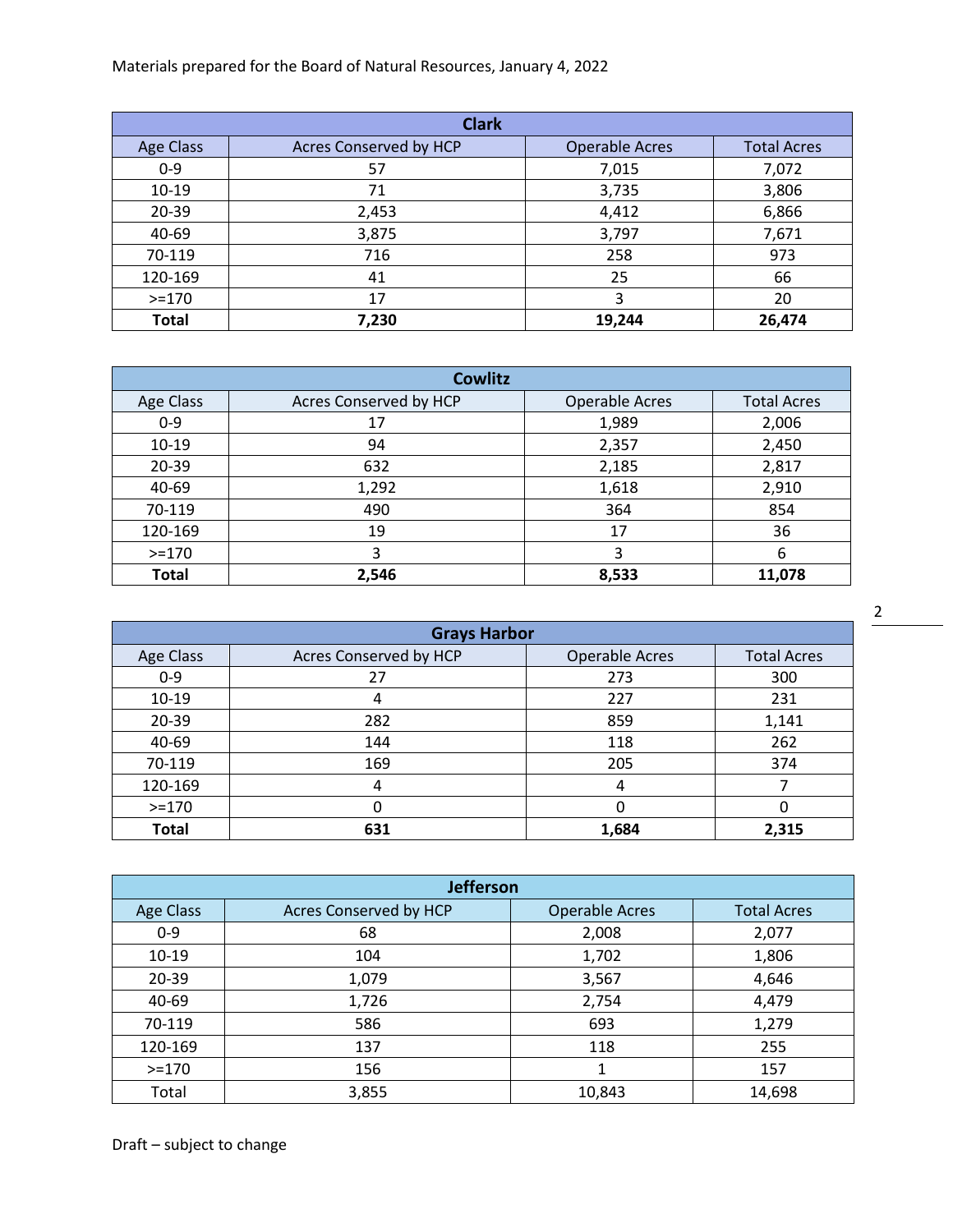Materials prepared for the Board of Natural Resources, January 4, 2022

| Clark | | | |
|---|---|---|---|
| Age Class | Acres Conserved by HCP | Operable Acres | Total Acres |
| 0-9 | 57 | 7,015 | 7,072 |
| 10-19 | 71 | 3,735 | 3,806 |
| 20-39 | 2,453 | 4,412 | 6,866 |
| 40-69 | 3,875 | 3,797 | 7,671 |
| 70-119 | 716 | 258 | 973 |
| 120-169 | 41 | 25 | 66 |
| >=170 | 17 | 3 | 20 |
| **Total** | **7,230** | **19,244** | **26,474** |

| Cowlitz | | | |
|---|---|---|---|
| Age Class | Acres Conserved by HCP | Operable Acres | Total Acres |
| 0-9 | 17 | 1,989 | 2,006 |
| 10-19 | 94 | 2,357 | 2,450 |
| 20-39 | 632 | 2,185 | 2,817 |
| 40-69 | 1,292 | 1,618 | 2,910 |
| 70-119 | 490 | 364 | 854 |
| 120-169 | 19 | 17 | 36 |
| >=170 | 3 | 3 | 6 |
| **Total** | **2,546** | **8,533** | **11,078** |

| Grays Harbor | | | |
|---|---|---|---|
| Age Class | Acres Conserved by HCP | Operable Acres | Total Acres |
| 0-9 | 27 | 273 | 300 |
| 10-19 | 4 | 227 | 231 |
| 20-39 | 282 | 859 | 1,141 |
| 40-69 | 144 | 118 | 262 |
| 70-119 | 169 | 205 | 374 |
| 120-169 | 4 | 4 | 7 |
| >=170 | 0 | 0 | 0 |
| **Total** | **631** | **1,684** | **2,315** |

| Jefferson | | | |
|---|---|---|---|
| Age Class | Acres Conserved by HCP | Operable Acres | Total Acres |
| 0-9 | 68 | 2,008 | 2,077 |
| 10-19 | 104 | 1,702 | 1,806 |
| 20-39 | 1,079 | 3,567 | 4,646 |
| 40-69 | 1,726 | 2,754 | 4,479 |
| 70-119 | 586 | 693 | 1,279 |
| 120-169 | 137 | 118 | 255 |
| >=170 | 156 | 1 | 157 |
| Total | 3,855 | 10,843 | 14,698 |

Draft – subject to change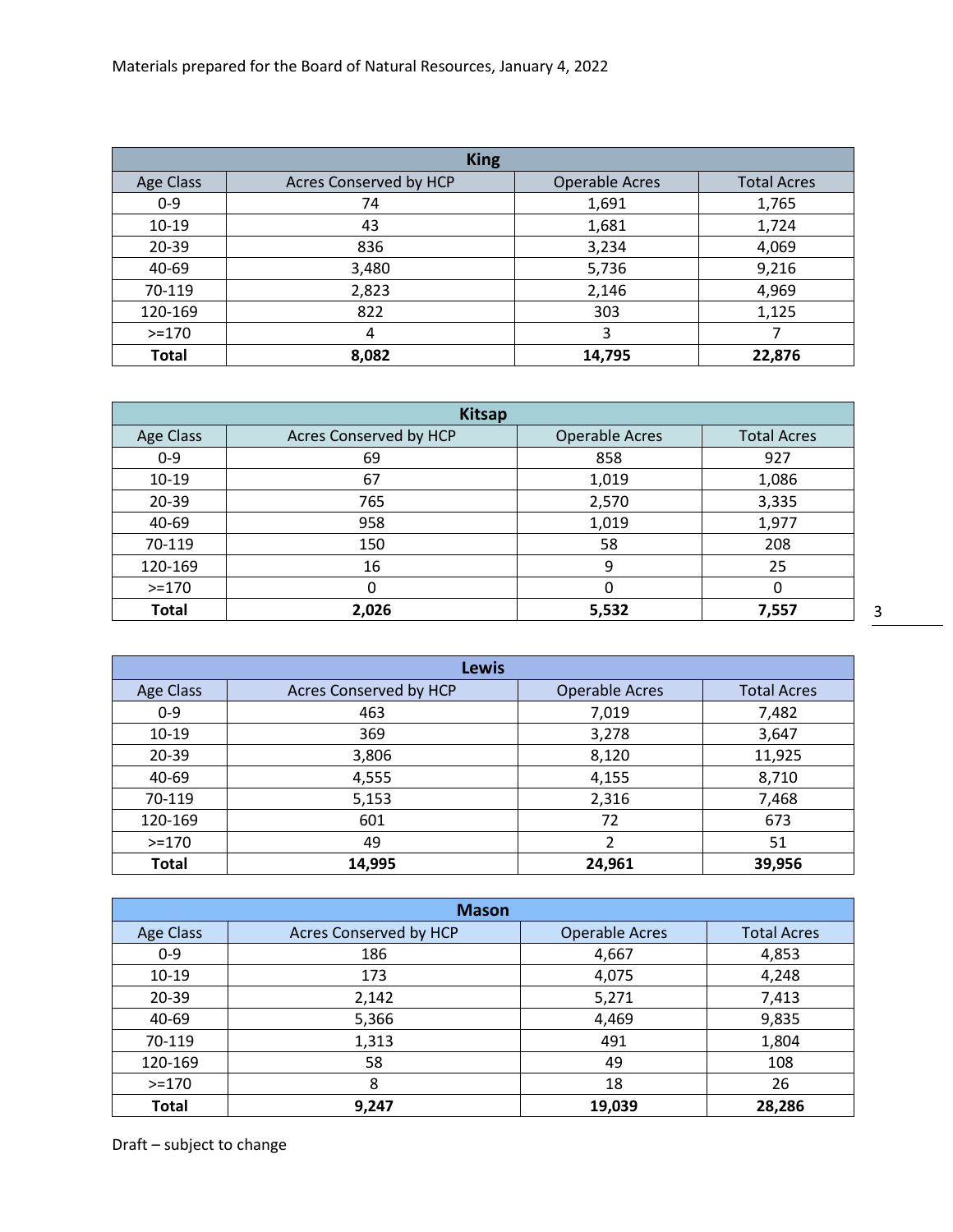| King | | | |
|---|---|---|---|
| Age Class | Acres Conserved by HCP | Operable Acres | Total Acres |
| 0-9 | 74 | 1,691 | 1,765 |
| 10-19 | 43 | 1,681 | 1,724 |
| 20-39 | 836 | 3,234 | 4,069 |
| 40-69 | 3,480 | 5,736 | 9,216 |
| 70-119 | 2,823 | 2,146 | 4,969 |
| 120-169 | 822 | 303 | 1,125 |
| >=170 | 4 | 3 | 7 |
| **Total** | **8,082** | **14,795** | **22,876** |

| Kitsap | | | |
|---|---|---|---|
| Age Class | Acres Conserved by HCP | Operable Acres | Total Acres |
| 0-9 | 69 | 858 | 927 |
| 10-19 | 67 | 1,019 | 1,086 |
| 20-39 | 765 | 2,570 | 3,335 |
| 40-69 | 958 | 1,019 | 1,977 |
| 70-119 | 150 | 58 | 208 |
| 120-169 | 16 | 9 | 25 |
| >=170 | 0 | 0 | 0 |
| **Total** | **2,026** | **5,532** | **7,557** |

| Lewis | | | |
|---|---|---|---|
| Age Class | Acres Conserved by HCP | Operable Acres | Total Acres |
| 0-9 | 463 | 7,019 | 7,482 |
| 10-19 | 369 | 3,278 | 3,647 |
| 20-39 | 3,806 | 8,120 | 11,925 |
| 40-69 | 4,555 | 4,155 | 8,710 |
| 70-119 | 5,153 | 2,316 | 7,468 |
| 120-169 | 601 | 72 | 673 |
| >=170 | 49 | 2 | 51 |
| **Total** | **14,995** | **24,961** | **39,956** |

| Mason | | | |
|---|---|---|---|
| Age Class | Acres Conserved by HCP | Operable Acres | Total Acres |
| 0-9 | 186 | 4,667 | 4,853 |
| 10-19 | 173 | 4,075 | 4,248 |
| 20-39 | 2,142 | 5,271 | 7,413 |
| 40-69 | 5,366 | 4,469 | 9,835 |
| 70-119 | 1,313 | 491 | 1,804 |
| 120-169 | 58 | 49 | 108 |
| >=170 | 8 | 18 | 26 |
| **Total** | **9,247** | **19,039** | **28,286** |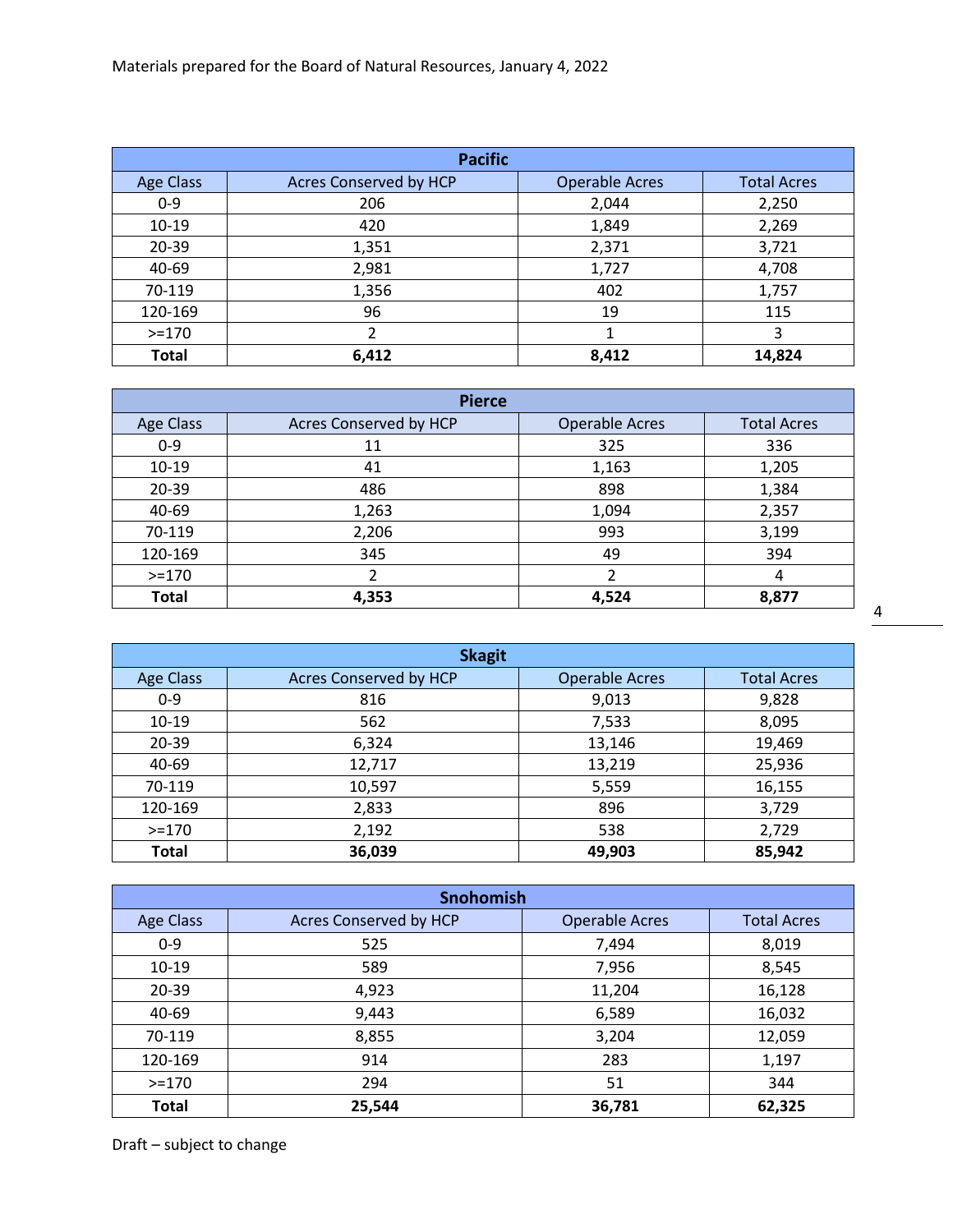| Pacific | | | |
|---|---|---|---|
| Age Class | Acres Conserved by HCP | Operable Acres | Total Acres |
| 0-9 | 206 | 2,044 | 2,250 |
| 10-19 | 420 | 1,849 | 2,269 |
| 20-39 | 1,351 | 2,371 | 3,721 |
| 40-69 | 2,981 | 1,727 | 4,708 |
| 70-119 | 1,356 | 402 | 1,757 |
| 120-169 | 96 | 19 | 115 |
| >=170 | 2 | 1 | 3 |
| **Total** | **6,412** | **8,412** | **14,824** |

| Pierce | | | |
|---|---|---|---|
| Age Class | Acres Conserved by HCP | Operable Acres | Total Acres |
| 0-9 | 11 | 325 | 336 |
| 10-19 | 41 | 1,163 | 1,205 |
| 20-39 | 486 | 898 | 1,384 |
| 40-69 | 1,263 | 1,094 | 2,357 |
| 70-119 | 2,206 | 993 | 3,199 |
| 120-169 | 345 | 49 | 394 |
| >=170 | 2 | 2 | 4 |
| **Total** | **4,353** | **4,524** | **8,877** |

| Skagit | | | |
|---|---|---|---|
| Age Class | Acres Conserved by HCP | Operable Acres | Total Acres |
| 0-9 | 816 | 9,013 | 9,828 |
| 10-19 | 562 | 7,533 | 8,095 |
| 20-39 | 6,324 | 13,146 | 19,469 |
| 40-69 | 12,717 | 13,219 | 25,936 |
| 70-119 | 10,597 | 5,559 | 16,155 |
| 120-169 | 2,833 | 896 | 3,729 |
| >=170 | 2,192 | 538 | 2,729 |
| **Total** | **36,039** | **49,903** | **85,942** |

| Snohomish | | | |
|---|---|---|---|
| Age Class | Acres Conserved by HCP | Operable Acres | Total Acres |
| 0-9 | 525 | 7,494 | 8,019 |
| 10-19 | 589 | 7,956 | 8,545 |
| 20-39 | 4,923 | 11,204 | 16,128 |
| 40-69 | 9,443 | 6,589 | 16,032 |
| 70-119 | 8,855 | 3,204 | 12,059 |
| 120-169 | 914 | 283 | 1,197 |
| >=170 | 294 | 51 | 344 |
| **Total** | **25,544** | **36,781** | **62,325** |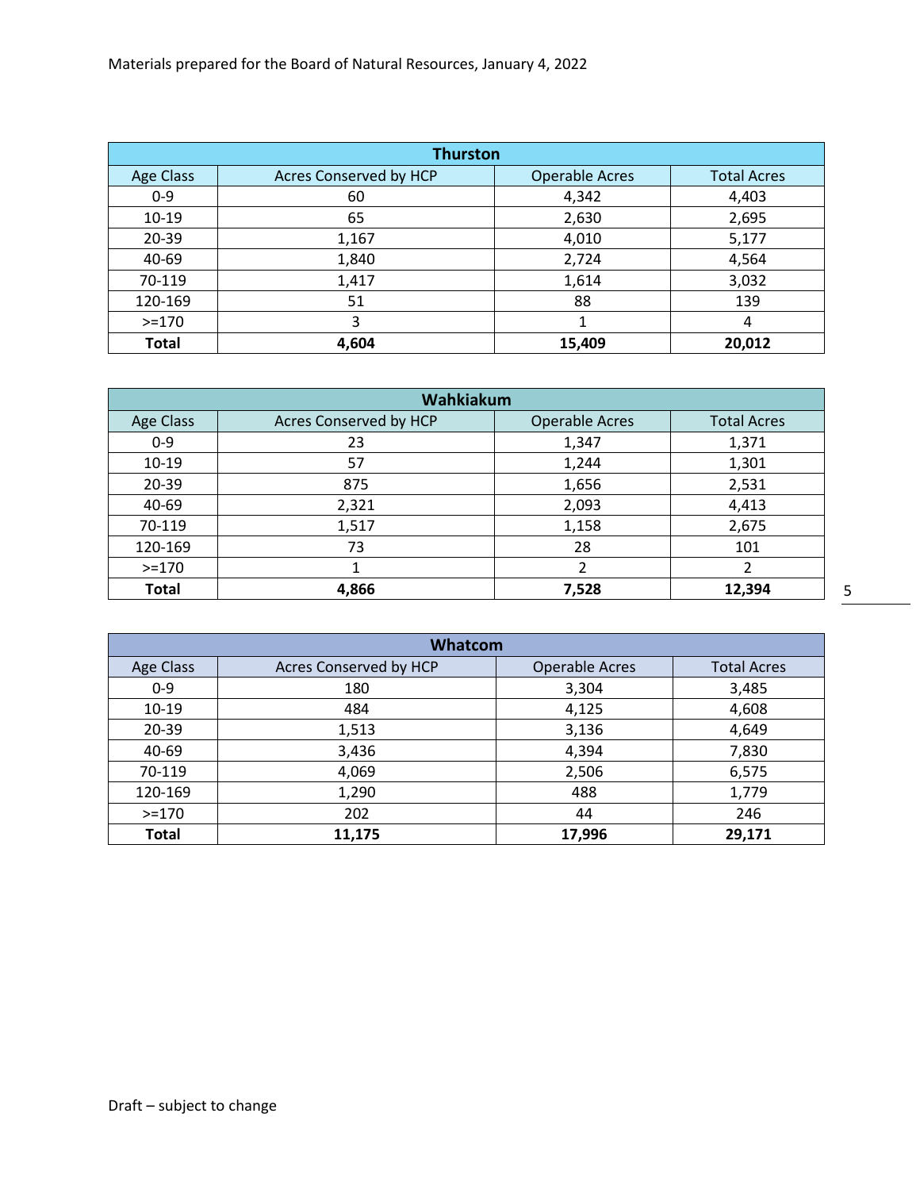| Thurston | | | |
|---|---|---|---|
| Age Class | Acres Conserved by HCP | Operable Acres | Total Acres |
| 0-9 | 60 | 4,342 | 4,403 |
| 10-19 | 65 | 2,630 | 2,695 |
| 20-39 | 1,167 | 4,010 | 5,177 |
| 40-69 | 1,840 | 2,724 | 4,564 |
| 70-119 | 1,417 | 1,614 | 3,032 |
| 120-169 | 51 | 88 | 139 |
| >=170 | 3 | 1 | 4 |
| **Total** | **4,604** | **15,409** | **20,012** |

| Wahkiakum | | | |
|---|---|---|---|
| Age Class | Acres Conserved by HCP | Operable Acres | Total Acres |
| 0-9 | 23 | 1,347 | 1,371 |
| 10-19 | 57 | 1,244 | 1,301 |
| 20-39 | 875 | 1,656 | 2,531 |
| 40-69 | 2,321 | 2,093 | 4,413 |
| 70-119 | 1,517 | 1,158 | 2,675 |
| 120-169 | 73 | 28 | 101 |
| >=170 | 1 | 2 | 2 |
| **Total** | **4,866** | **7,528** | **12,394** |

| Whatcom | | | |
|---|---|---|---|
| Age Class | Acres Conserved by HCP | Operable Acres | Total Acres |
| 0-9 | 180 | 3,304 | 3,485 |
| 10-19 | 484 | 4,125 | 4,608 |
| 20-39 | 1,513 | 3,136 | 4,649 |
| 40-69 | 3,436 | 4,394 | 7,830 |
| 70-119 | 4,069 | 2,506 | 6,575 |
| 120-169 | 1,290 | 488 | 1,779 |
| >=170 | 202 | 44 | 246 |
| **Total** | **11,175** | **17,996** | **29,171** |